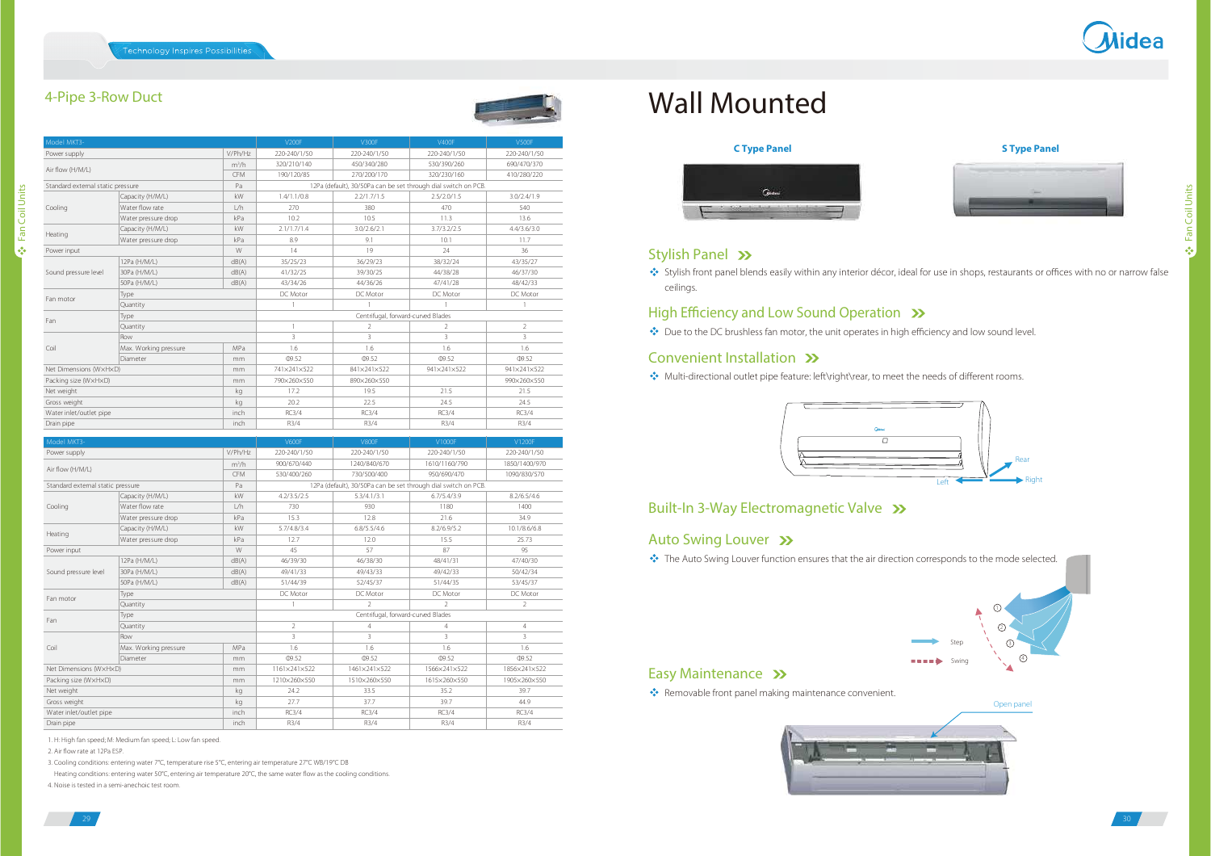## 4-Pipe 3-Row Duct

| Model MKT3- | | | V200F | V300F | V400F | V500F |
|---|---|---|---|---|---|---|
| Power supply | | V/Ph/Hz | 220-240/1/50 | 220-240/1/50 | 220-240/1/50 | 220-240/1/50 |
| Air flow (H/M/L) | | m³/h | 320/210/140 | 450/340/280 | 530/390/260 | 690/470/370 |
| | | CFM | 190/120/85 | 270/200/170 | 320/230/160 | 410/280/220 |
| Standard external static pressure | | Pa | 12Pa (default), 30/50Pa can be set through dial switch on PCB. | | | |
| Cooling | Capacity (H/M/L) | kW | 1.4/1.1/0.8 | 2.2/1.7/1.5 | 2.5/2.0/1.5 | 3.0/2.4/1.9 |
| | Water flow rate | L/h | 270 | 380 | 470 | 540 |
| | Water pressure drop | kPa | 10.2 | 10.5 | 11.3 | 13.6 |
| Heating | Capacity (H/M/L) | kW | 2.1/1.7/1.4 | 3.0/2.6/2.1 | 3.7/3.2/2.5 | 4.4/3.6/3.0 |
| | Water pressure drop | kPa | 8.9 | 9.1 | 10.1 | 11.7 |
| Power input | | W | 14 | 19 | 24 | 36 |
| Sound pressure level | 12Pa (H/M/L) | dB(A) | 35/25/23 | 36/29/23 | 38/32/24 | 43/35/27 |
| | 30Pa (H/M/L) | dB(A) | 41/32/25 | 39/30/25 | 44/38/28 | 46/37/30 |
| | 50Pa (H/M/L) | dB(A) | 43/34/26 | 44/36/26 | 47/41/28 | 48/42/33 |
| Fan motor | Type | | DC Motor | DC Motor | DC Motor | DC Motor |
| | Quantity | | 1 | 1 | 1 | 1 |
| Fan | Type | | Centrifugal, forward-curved Blades | | | |
| | Quantity | | 1 | 2 | 2 | 2 |
| Coil | Row | | 3 | 3 | 3 | 3 |
| | Max. Working pressure | MPa | 1.6 | 1.6 | 1.6 | 1.6 |
| | Diameter | mm | Φ9.52 | Φ9.52 | Φ9.52 | Φ9.52 |
| Net Dimensions (WxHxD) | | mm | 741×241×522 | 841×241×522 | 941×241×522 | 941×241×522 |
| Packing size (WxHxD) | | mm | 790×260×550 | 890×260×550 | | 990×260×550 |
| Net weight | | kg | 17.2 | 19.5 | 21.5 | 21.5 |
| Gross weight | | kg | 20.2 | 22.5 | 24.5 | 24.5 |
| Water inlet/outlet pipe | | inch | RC3/4 | RC3/4 | RC3/4 | RC3/4 |
| Drain pipe | | inch | R3/4 | R3/4 | R3/4 | R3/4 |

| Model MKT3- | | | V600F | V800F | V1000F | V1200F |
|---|---|---|---|---|---|---|
| Power supply | | V/Ph/Hz | 220-240/1/50 | 220-240/1/50 | 220-240/1/50 | 220-240/1/50 |
| Air flow (H/M/L) | | m³/h | 900/670/440 | 1240/840/670 | 1610/1160/790 | 1850/1400/970 |
| | | CFM | 530/400/260 | 730/500/400 | 950/690/470 | 1090/830/570 |
| Standard external static pressure | | Pa | 12Pa (default), 30/50Pa can be set through dial switch on PCB. | | | |
| Cooling | Capacity (H/M/L) | kW | 4.2/3.5/2.5 | 5.3/4.1/3.1 | 6.7/5.4/3.9 | 8.2/6.5/4.6 |
| | Water flow rate | L/h | 730 | 930 | 1180 | 1400 |
| | Water pressure drop | kPa | 15.3 | 12.8 | 21.6 | 34.9 |
| Heating | Capacity (H/M/L) | kW | 5.7/4.8/3.4 | 6.8/5.5/4.6 | 8.2/6.9/5.2 | 10.1/8.6/6.8 |
| | Water pressure drop | kPa | 12.7 | 12.0 | 15.5 | 25.73 |
| Power input | | W | 45 | 57 | 87 | 95 |
| Sound pressure level | 12Pa (H/M/L) | dB(A) | 46/39/30 | 46/38/30 | 48/41/31 | 47/40/30 |
| | 30Pa (H/M/L) | dB(A) | 49/41/33 | 49/43/33 | 49/42/33 | 50/42/34 |
| | 50Pa (H/M/L) | dB(A) | 51/44/39 | 52/45/37 | 51/44/35 | 53/45/37 |
| Fan motor | Type | | DC Motor | DC Motor | DC Motor | DC Motor |
| | Quantity | | 1 | 2 | 2 | 2 |
| Fan | Type | | Centrifugal, forward-curved Blades | | | |
| | Quantity | | 2 | 4 | 4 | 4 |
| Coil | Row | | 3 | 3 | 3 | 3 |
| | Max. Working pressure | MPa | 1.6 | 1.6 | 1.6 | 1.6 |
| | Diameter | mm | Φ9.52 | Φ9.52 | Φ9.52 | Φ9.52 |
| Net Dimensions (WxHxD) | | mm | 1161×241×522 | 1461×241×522 | 1566×241×522 | 1856×241×522 |
| Packing size (WxHxD) | | mm | 1210×260×550 | 1510×260×550 | 1615×260×550 | 1905×260×550 |
| Net weight | | kg | 24.2 | 33.5 | 35.2 | 39.7 |
| Gross weight | | kg | 27.7 | 37.7 | 39.7 | 44.9 |
| Water inlet/outlet pipe | | inch | RC3/4 | RC3/4 | RC3/4 | RC3/4 |
| Drain pipe | | inch | R3/4 | R3/4 | R3/4 | R3/4 |

1. H: High fan speed; M: Medium fan speed; L: Low fan speed.
2. Air flow rate at 12Pa ESP.
3. Cooling conditions: entering water 7°C, temperature rise 5°C, entering air temperature 27°C WB/19°C DB
   Heating conditions: entering water 50°C, entering air temperature 20°C, the same water flow as the cooling conditions.
4. Noise is tested in a semi-anechoic test room.

# Wall Mounted

**C Type Panel** **S Type Panel**

### Stylish Panel

- Stylish front panel blends easily within any interior décor, ideal for use in shops, restaurants or offices with no or narrow false ceilings.

### High Efficiency and Low Sound Operation

- Due to the DC brushless fan motor, the unit operates in high efficiency and low sound level.

### Convenient Installation

- Multi-directional outlet pipe feature: left\right\rear, to meet the needs of different rooms.

Rear
Left
Right

### Built-In 3-Way Electromagnetic Valve

### Auto Swing Louver

- The Auto Swing Louver function ensures that the air direction corresponds to the mode selected.

Step
Swing

### Easy Maintenance

- Removable front panel making maintenance convenient.

Open panel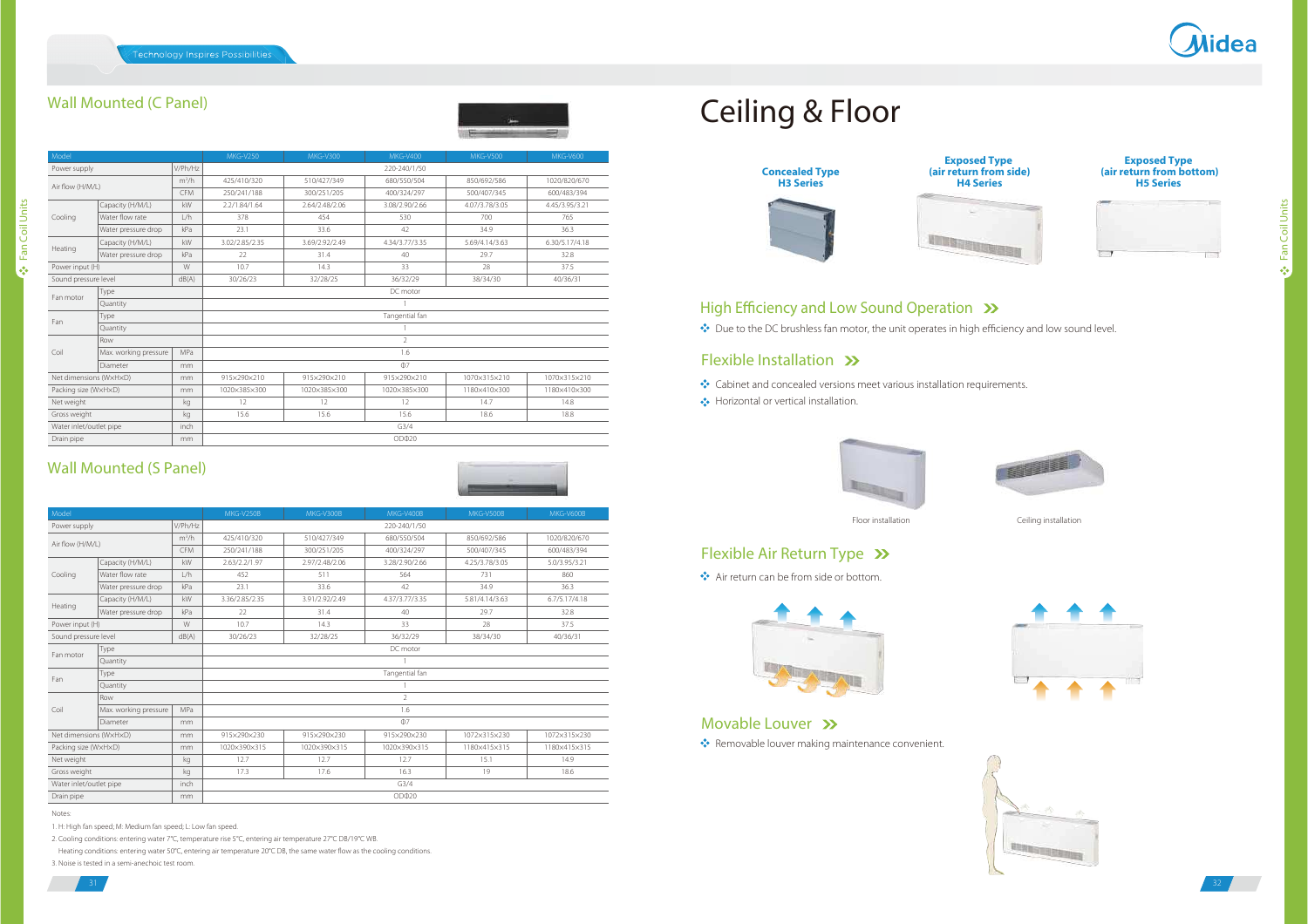## Wall Mounted (C Panel)

| Model | | | MKG-V250 | MKG-V300 | MKG-V400 | MKG-V500 | MKG-V600 |
|---|---|---|---|---|---|---|---|
| Power supply | | V/Ph/Hz | 220-240/1/50 | | | | |
| Air flow (H/M/L) | | m³/h | 425/410/320 | 510/427/349 | 680/550/504 | 850/692/586 | 1020/820/670 |
| | | CFM | 250/241/188 | 300/251/205 | 400/324/297 | 500/407/345 | 600/483/394 |
| Cooling | Capacity (H/M/L) | kW | 2.2/1.84/1.64 | 2.64/2.48/2.06 | 3.08/2.90/2.66 | 4.07/3.78/3.05 | 4.45/3.95/3.21 |
| | Water flow rate | L/h | 378 | 454 | 530 | 700 | 765 |
| | Water pressure drop | kPa | 23.1 | 33.6 | 42 | 34.9 | 36.3 |
| Heating | Capacity (H/M/L) | kW | 3.02/2.85/2.35 | 3.69/2.92/2.49 | 4.34/3.77/3.35 | 5.69/4.14/3.63 | 6.30/5.17/4.18 |
| | Water pressure drop | kPa | 22 | 31.4 | 40 | 29.7 | 32.8 |
| Power input (H) | | W | 10.7 | 14.3 | 33 | 28 | 37.5 |
| Sound pressure level | | dB(A) | 30/26/23 | 32/28/25 | 36/32/29 | 38/34/30 | 40/36/31 |
| Fan motor | Type | | DC motor | | | | |
| | Quantity | | 1 | | | | |
| Fan | Type | | Tangential fan | | | | |
| | Quantity | | 1 | | | | |
| Coil | Row | | 2 | | | | |
| | Max. working pressure | MPa | 1.6 | | | | |
| | Diameter | mm | Φ7 | | | | |
| Net dimensions (WxHxD) | | mm | 915x290x210 | 915x290x210 | 915x290x210 | 1070x315x210 | 1070x315x210 |
| Packing size (WxHxD) | | mm | 1020x385x300 | 1020x385x300 | 1020x385x300 | 1180x410x300 | 1180x410x300 |
| Net weight | | kg | 12 | 12 | 12 | 14.7 | 14.8 |
| Gross weight | | kg | 15.6 | 15.6 | 15.6 | 18.6 | 18.8 |
| Water inlet/outlet pipe | | inch | G3/4 | | | | |
| Drain pipe | | mm | ODΦ20 | | | | |

## Wall Mounted (S Panel)

| Model | | | MKG-V250B | MKG-V300B | MKG-V400B | MKG-V500B | MKG-V600B |
|---|---|---|---|---|---|---|---|
| Power supply | | V/Ph/Hz | 220-240/1/50 | | | | |
| Air flow (H/M/L) | | m³/h | 425/410/320 | 510/427/349 | 680/550/504 | 850/692/586 | 1020/820/670 |
| | | CFM | 250/241/188 | 300/251/205 | 400/324/297 | 500/407/345 | 600/483/394 |
| Cooling | Capacity (H/M/L) | kW | 2.63/2.2/1.97 | 2.97/2.48/2.06 | 3.28/2.90/2.66 | 4.25/3.78/3.05 | 5.0/3.95/3.21 |
| | Water flow rate | L/h | 452 | 511 | 564 | 731 | 860 |
| | Water pressure drop | kPa | 23.1 | 33.6 | 42 | 34.9 | 36.3 |
| Heating | Capacity (H/M/L) | kW | 3.36/2.85/2.35 | 3.91/2.92/2.49 | 4.37/3.77/3.35 | 5.81/4.14/3.63 | 6.7/5.17/4.18 |
| | Water pressure drop | kPa | 22 | 31.4 | 40 | 29.7 | 32.8 |
| Power input (H) | | W | 10.7 | 14.3 | 33 | 28 | 37.5 |
| Sound pressure level | | dB(A) | 30/26/23 | 32/28/25 | 36/32/29 | 38/34/30 | 40/36/31 |
| Fan motor | Type | | DC motor | | | | |
| | Quantity | | 1 | | | | |
| Fan | Type | | Tangential fan | | | | |
| | Quantity | | 1 | | | | |
| Coil | Row | | 2 | | | | |
| | Max. working pressure | MPa | 1.6 | | | | |
| | Diameter | mm | Φ7 | | | | |
| Net dimensions (WxHxD) | | mm | 915x290x230 | 915x290x230 | 915x290x230 | 1072x315x230 | 1072x315x230 |
| Packing size (WxHxD) | | mm | 1020x390x315 | 1020x390x315 | 1020x390x315 | 1180x415x315 | 1180x415x315 |
| Net weight | | kg | 12.7 | 12.7 | 12.7 | 15.1 | 14.9 |
| Gross weight | | kg | 17.3 | 17.6 | 16.3 | 19 | 18.6 |
| Water inlet/outlet pipe | | inch | G3/4 | | | | |
| Drain pipe | | mm | ODΦ20 | | | | |

Notes:

1. H: High fan speed; M: Medium fan speed; L: Low fan speed.
2. Cooling conditions: entering water 7℃, temperature rise 5℃, entering air temperature 27℃ DB/19℃ WB.
   Heating conditions: entering water 50℃, entering air temperature 20℃ DB, the same water flow as the cooling conditions.
3. Noise is tested in a semi-anechoic test room.

# Ceiling & Floor

**Concealed Type**
**H3 Series**

**Exposed Type**
**(air return from side)**
**H4 Series**

**Exposed Type**
**(air return from bottom)**
**H5 Series**

## High Efficiency and Low Sound Operation

- Due to the DC brushless fan motor, the unit operates in high efficiency and low sound level.

## Flexible Installation

- Cabinet and concealed versions meet various installation requirements.
- Horizontal or vertical installation.

Floor installation

Ceiling installation

## Flexible Air Return Type

- Air return can be from side or bottom.

## Movable Louver

- Removable louver making maintenance convenient.